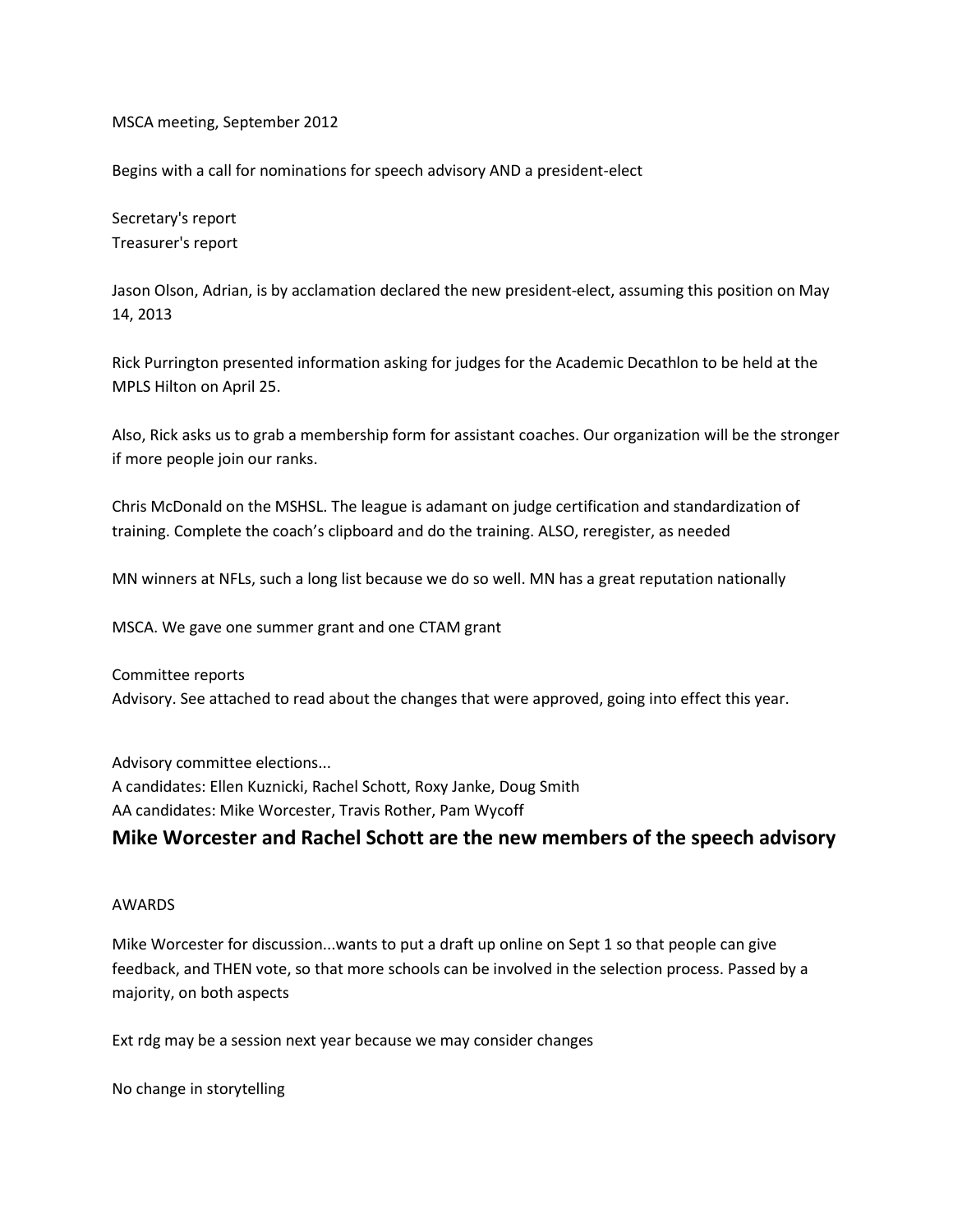MSCA meeting, September 2012

Begins with a call for nominations for speech advisory AND a president-elect

Secretary's report
Treasurer's report

Jason Olson, Adrian, is by acclamation declared the new president-elect, assuming this position on May 14, 2013

Rick Purrington presented information asking for judges for the Academic Decathlon to be held at the MPLS Hilton on April 25.

Also, Rick asks us to grab a membership form for assistant coaches. Our organization will be the stronger if more people join our ranks.

Chris McDonald on the MSHSL. The league is adamant on judge certification and standardization of training. Complete the coach's clipboard and do the training. ALSO, reregister, as needed

MN winners at NFLs, such a long list because we do so well. MN has a great reputation nationally

MSCA. We gave one summer grant and one CTAM grant

Committee reports
Advisory. See attached to read about the changes that were approved, going into effect this year.

Advisory committee elections...
A candidates: Ellen Kuznicki, Rachel Schott, Roxy Janke, Doug Smith
AA candidates: Mike Worcester, Travis Rother, Pam Wycoff

**Mike Worcester and Rachel Schott are the new members of the speech advisory**

AWARDS

Mike Worcester for discussion...wants to put a draft up online on Sept 1 so that people can give feedback, and THEN vote, so that more schools can be involved in the selection process. Passed by a majority, on both aspects

Ext rdg may be a session next year because we may consider changes

No change in storytelling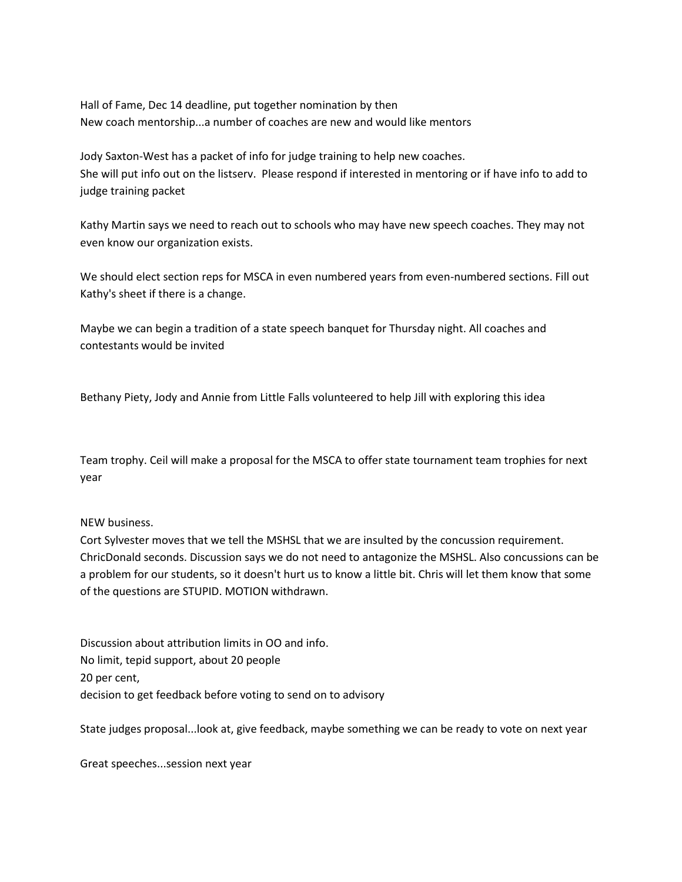Hall of Fame, Dec 14 deadline, put together nomination by then
New coach mentorship...a number of coaches are new and would like mentors

Jody Saxton-West has a packet of info for judge training to help new coaches.
She will put info out on the listserv. Please respond if interested in mentoring or if have info to add to judge training packet

Kathy Martin says we need to reach out to schools who may have new speech coaches. They may not even know our organization exists.

We should elect section reps for MSCA in even numbered years from even-numbered sections. Fill out Kathy's sheet if there is a change.

Maybe we can begin a tradition of a state speech banquet for Thursday night. All coaches and contestants would be invited

Bethany Piety, Jody and Annie from Little Falls volunteered to help Jill with exploring this idea

Team trophy. Ceil will make a proposal for the MSCA to offer state tournament team trophies for next year

NEW business.
Cort Sylvester moves that we tell the MSHSL that we are insulted by the concussion requirement. ChricDonald seconds. Discussion says we do not need to antagonize the MSHSL. Also concussions can be a problem for our students, so it doesn't hurt us to know a little bit. Chris will let them know that some of the questions are STUPID. MOTION withdrawn.

Discussion about attribution limits in OO and info.
No limit, tepid support, about 20 people
20 per cent,
decision to get feedback before voting to send on to advisory

State judges proposal...look at, give feedback, maybe something we can be ready to vote on next year

Great speeches...session next year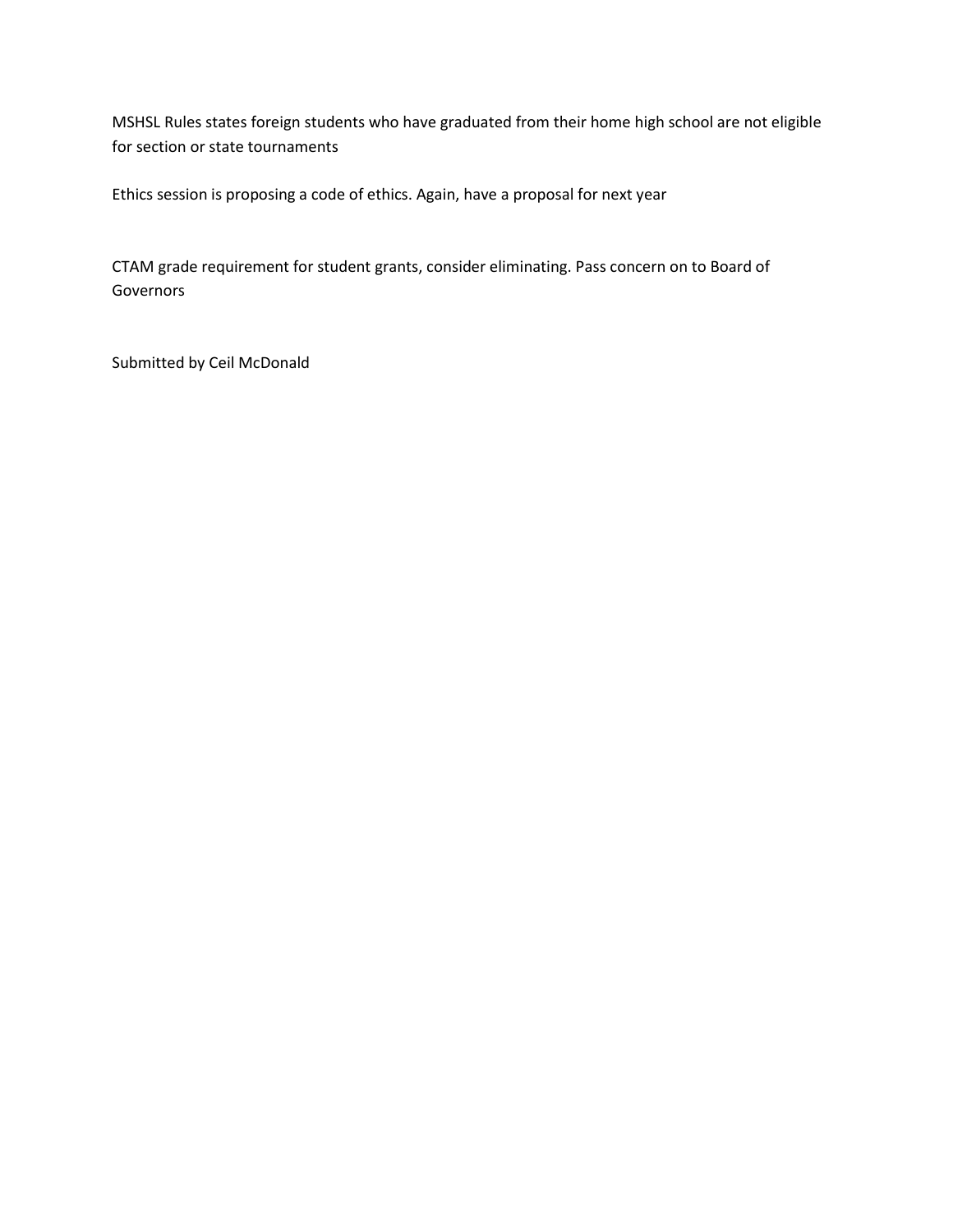MSHSL Rules states foreign students who have graduated from their home high school are not eligible for section or state tournaments

Ethics session is proposing a code of ethics. Again, have a proposal for next year

CTAM grade requirement for student grants, consider eliminating. Pass concern on to Board of Governors

Submitted by Ceil McDonald